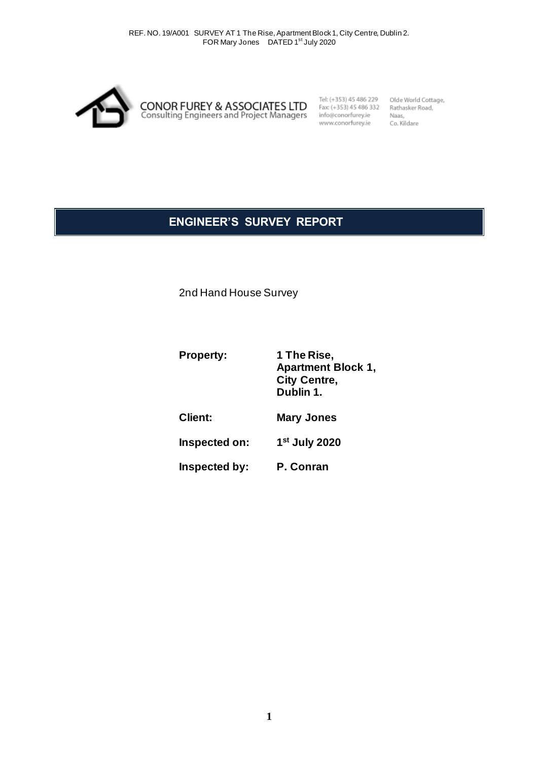REF. NO. 19/A001 SURVEY AT 1 The Rise, Apartment Block 1, City Centre, Dublin 2.
FOR Mary Jones DATED 1st July 2020

**CONOR FUREY & ASSOCIATES LTD**
Consulting Engineers and Project Managers

Tel: (+353) 45 486 229
Fax: (+353) 45 486 332
info@conorfurey.ie
www.conorfurey.ie

Olde World Cottage,
Rathasker Road,
Naas,
Co. Kildare

# ENGINEER'S SURVEY REPORT

2nd Hand House Survey

| | |
|---|---|
| **Property:** | **1 The Rise, Apartment Block 1, City Centre, Dublin 1.** |
| **Client:** | **Mary Jones** |
| **Inspected on:** | **1st July 2020** |
| **Inspected by:** | **P. Conran** |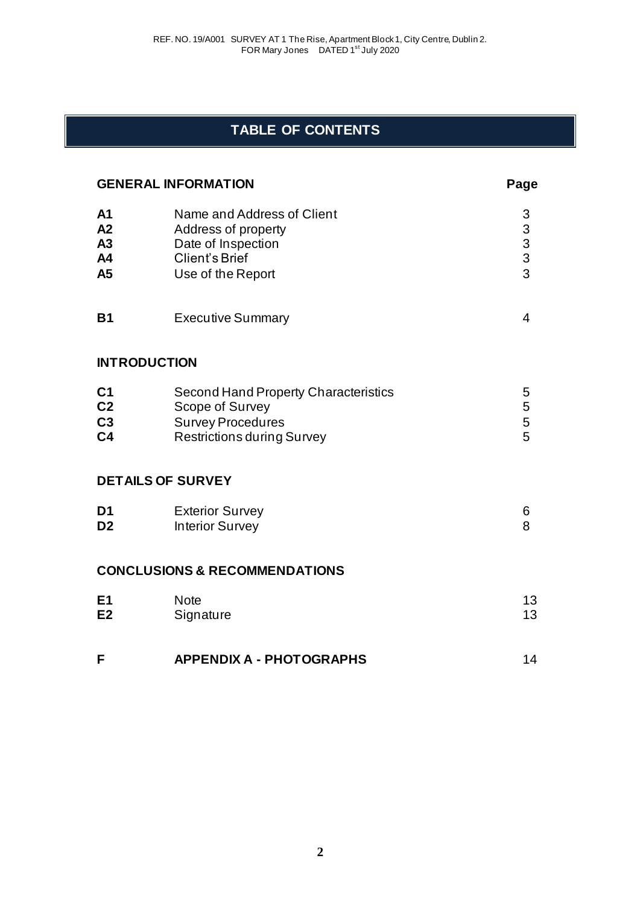# TABLE OF CONTENTS

| **GENERAL INFORMATION** | | **Page** |
|---|---|---|
| **A1** | Name and Address of Client | 3 |
| **A2** | Address of property | 3 |
| **A3** | Date of Inspection | 3 |
| **A4** | Client's Brief | 3 |
| **A5** | Use of the Report | 3 |
| | | |
| **B1** | Executive Summary | 4 |
| | | |
| **INTRODUCTION** | | |
| **C1** | Second Hand Property Characteristics | 5 |
| **C2** | Scope of Survey | 5 |
| **C3** | Survey Procedures | 5 |
| **C4** | Restrictions during Survey | 5 |
| | | |
| **DETAILS OF SURVEY** | | |
| **D1** | Exterior Survey | 6 |
| **D2** | Interior Survey | 8 |
| | | |
| **CONCLUSIONS & RECOMMENDATIONS** | | |
| **E1** | Note | 13 |
| **E2** | Signature | 13 |
| | | |
| **F** | **APPENDIX A - PHOTOGRAPHS** | 14 |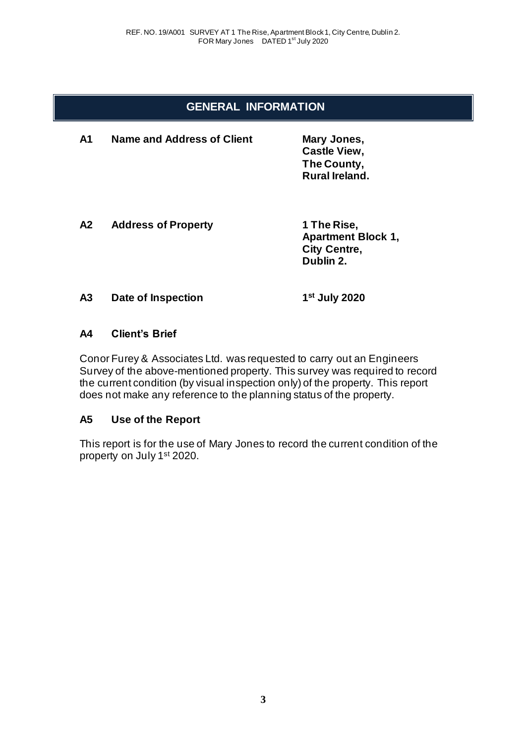## GENERAL INFORMATION

**A1 Name and Address of Client**

**Mary Jones,**
**Castle View,**
**The County,**
**Rural Ireland.**

**A2 Address of Property**

**1 The Rise,**
**Apartment Block 1,**
**City Centre,**
**Dublin 2.**

**A3 Date of Inspection**

**1st July 2020**

### A4 Client's Brief

Conor Furey & Associates Ltd. was requested to carry out an Engineers Survey of the above-mentioned property. This survey was required to record the current condition (by visual inspection only) of the property. This report does not make any reference to the planning status of the property.

### A5 Use of the Report

This report is for the use of Mary Jones to record the current condition of the property on July 1st 2020.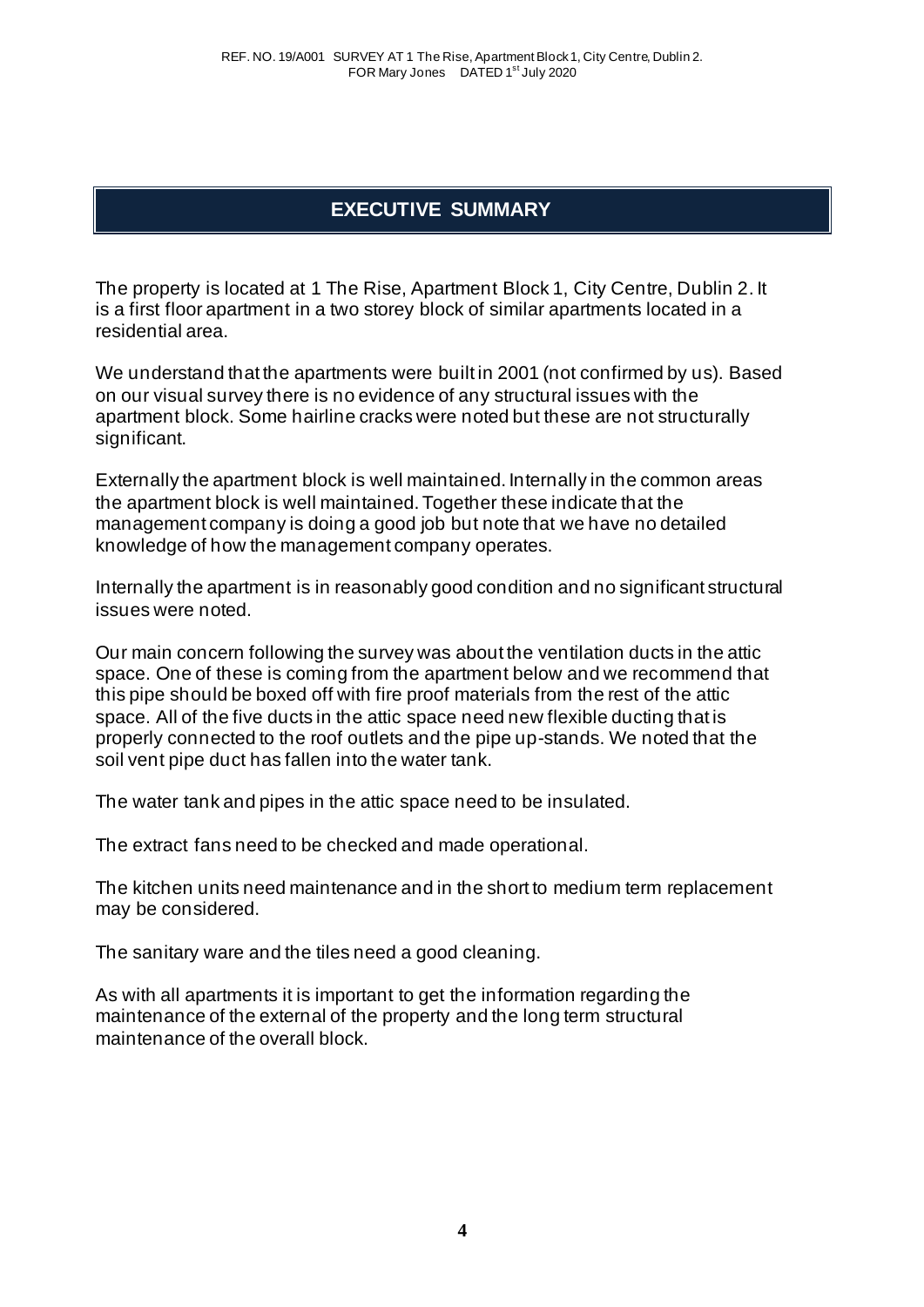## EXECUTIVE SUMMARY

The property is located at 1 The Rise, Apartment Block 1, City Centre, Dublin 2. It is a first floor apartment in a two storey block of similar apartments located in a residential area.

We understand that the apartments were built in 2001 (not confirmed by us). Based on our visual survey there is no evidence of any structural issues with the apartment block. Some hairline cracks were noted but these are not structurally significant.

Externally the apartment block is well maintained. Internally in the common areas the apartment block is well maintained. Together these indicate that the management company is doing a good job but note that we have no detailed knowledge of how the management company operates.

Internally the apartment is in reasonably good condition and no significant structural issues were noted.

Our main concern following the survey was about the ventilation ducts in the attic space. One of these is coming from the apartment below and we recommend that this pipe should be boxed off with fire proof materials from the rest of the attic space. All of the five ducts in the attic space need new flexible ducting that is properly connected to the roof outlets and the pipe up-stands. We noted that the soil vent pipe duct has fallen into the water tank.

The water tank and pipes in the attic space need to be insulated.

The extract fans need to be checked and made operational.

The kitchen units need maintenance and in the short to medium term replacement may be considered.

The sanitary ware and the tiles need a good cleaning.

As with all apartments it is important to get the information regarding the maintenance of the external of the property and the long term structural maintenance of the overall block.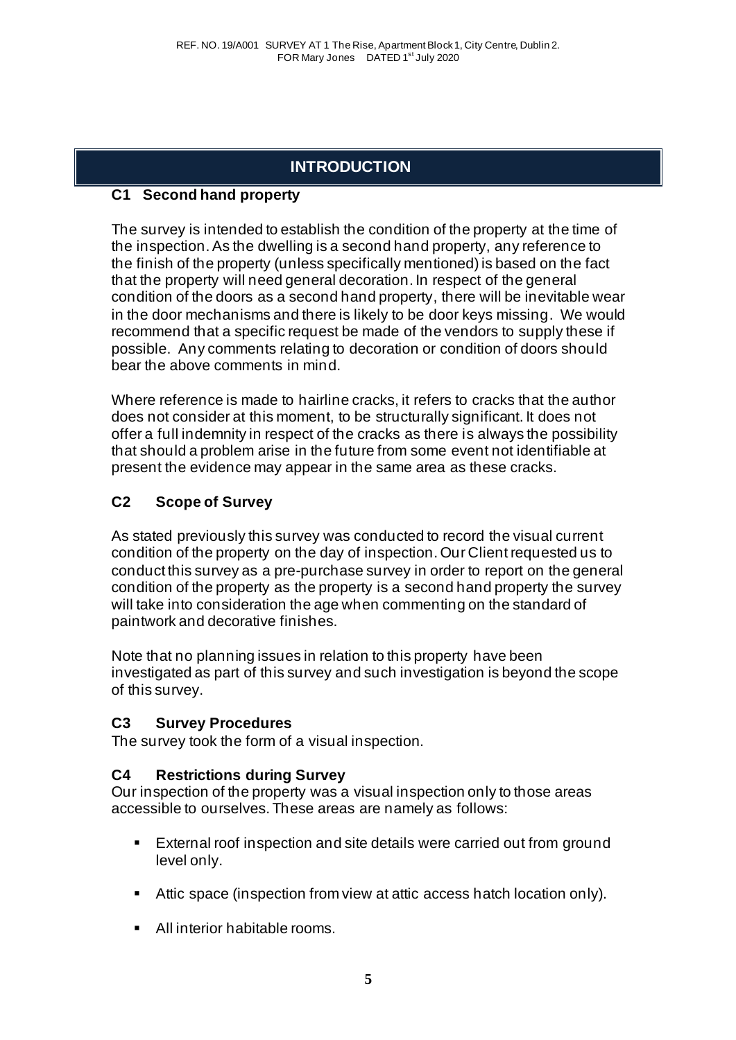# INTRODUCTION

### C1 Second hand property

The survey is intended to establish the condition of the property at the time of the inspection. As the dwelling is a second hand property, any reference to the finish of the property (unless specifically mentioned) is based on the fact that the property will need general decoration. In respect of the general condition of the doors as a second hand property, there will be inevitable wear in the door mechanisms and there is likely to be door keys missing. We would recommend that a specific request be made of the vendors to supply these if possible. Any comments relating to decoration or condition of doors should bear the above comments in mind.

Where reference is made to hairline cracks, it refers to cracks that the author does not consider at this moment, to be structurally significant. It does not offer a full indemnity in respect of the cracks as there is always the possibility that should a problem arise in the future from some event not identifiable at present the evidence may appear in the same area as these cracks.

### C2 Scope of Survey

As stated previously this survey was conducted to record the visual current condition of the property on the day of inspection. Our Client requested us to conduct this survey as a pre-purchase survey in order to report on the general condition of the property as the property is a second hand property the survey will take into consideration the age when commenting on the standard of paintwork and decorative finishes.

Note that no planning issues in relation to this property have been investigated as part of this survey and such investigation is beyond the scope of this survey.

### C3 Survey Procedures

The survey took the form of a visual inspection.

### C4 Restrictions during Survey

Our inspection of the property was a visual inspection only to those areas accessible to ourselves. These areas are namely as follows:

- External roof inspection and site details were carried out from ground level only.
- Attic space (inspection from view at attic access hatch location only).
- All interior habitable rooms.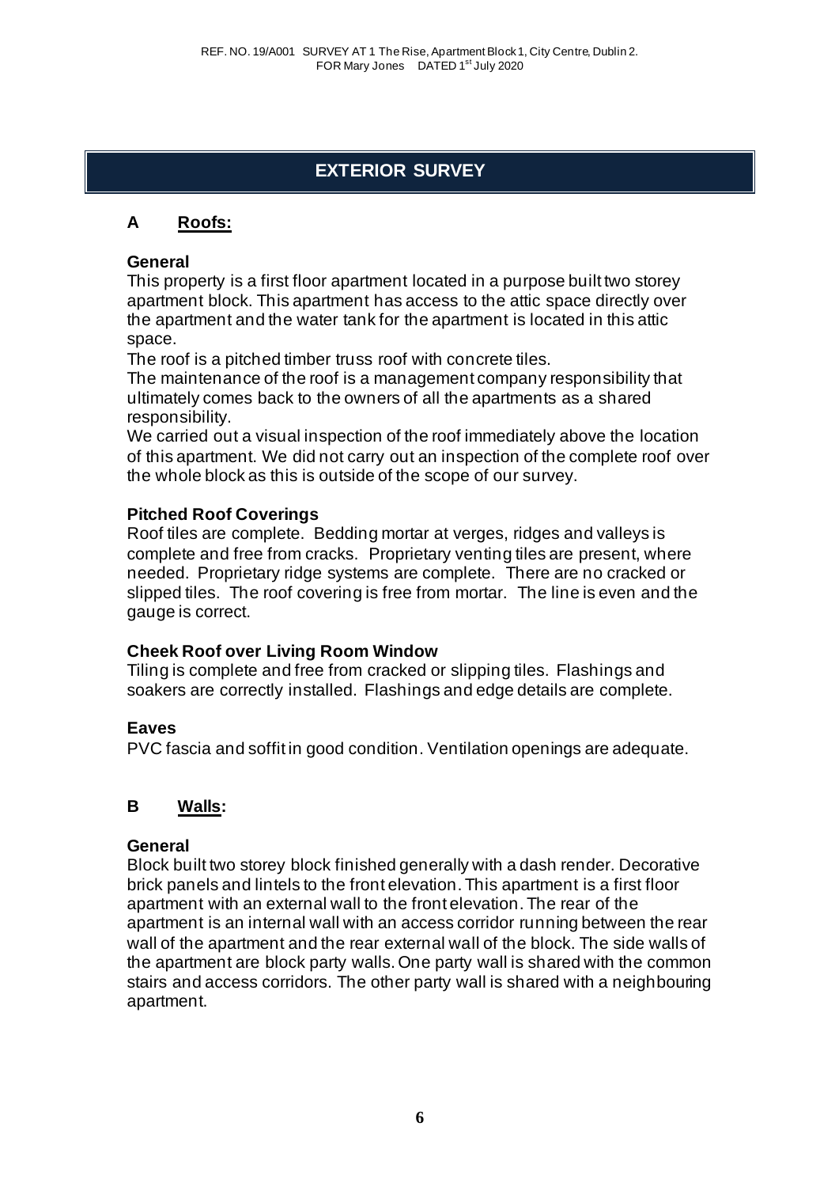# EXTERIOR SURVEY

## A Roofs:

### General

This property is a first floor apartment located in a purpose built two storey apartment block. This apartment has access to the attic space directly over the apartment and the water tank for the apartment is located in this attic space.

The roof is a pitched timber truss roof with concrete tiles.

The maintenance of the roof is a management company responsibility that ultimately comes back to the owners of all the apartments as a shared responsibility.

We carried out a visual inspection of the roof immediately above the location of this apartment. We did not carry out an inspection of the complete roof over the whole block as this is outside of the scope of our survey.

### Pitched Roof Coverings

Roof tiles are complete. Bedding mortar at verges, ridges and valleys is complete and free from cracks. Proprietary venting tiles are present, where needed. Proprietary ridge systems are complete. There are no cracked or slipped tiles. The roof covering is free from mortar. The line is even and the gauge is correct.

### Cheek Roof over Living Room Window

Tiling is complete and free from cracked or slipping tiles. Flashings and soakers are correctly installed. Flashings and edge details are complete.

### Eaves

PVC fascia and soffit in good condition. Ventilation openings are adequate.

## B Walls:

### General

Block built two storey block finished generally with a dash render. Decorative brick panels and lintels to the front elevation. This apartment is a first floor apartment with an external wall to the front elevation. The rear of the apartment is an internal wall with an access corridor running between the rear wall of the apartment and the rear external wall of the block. The side walls of the apartment are block party walls. One party wall is shared with the common stairs and access corridors. The other party wall is shared with a neighbouring apartment.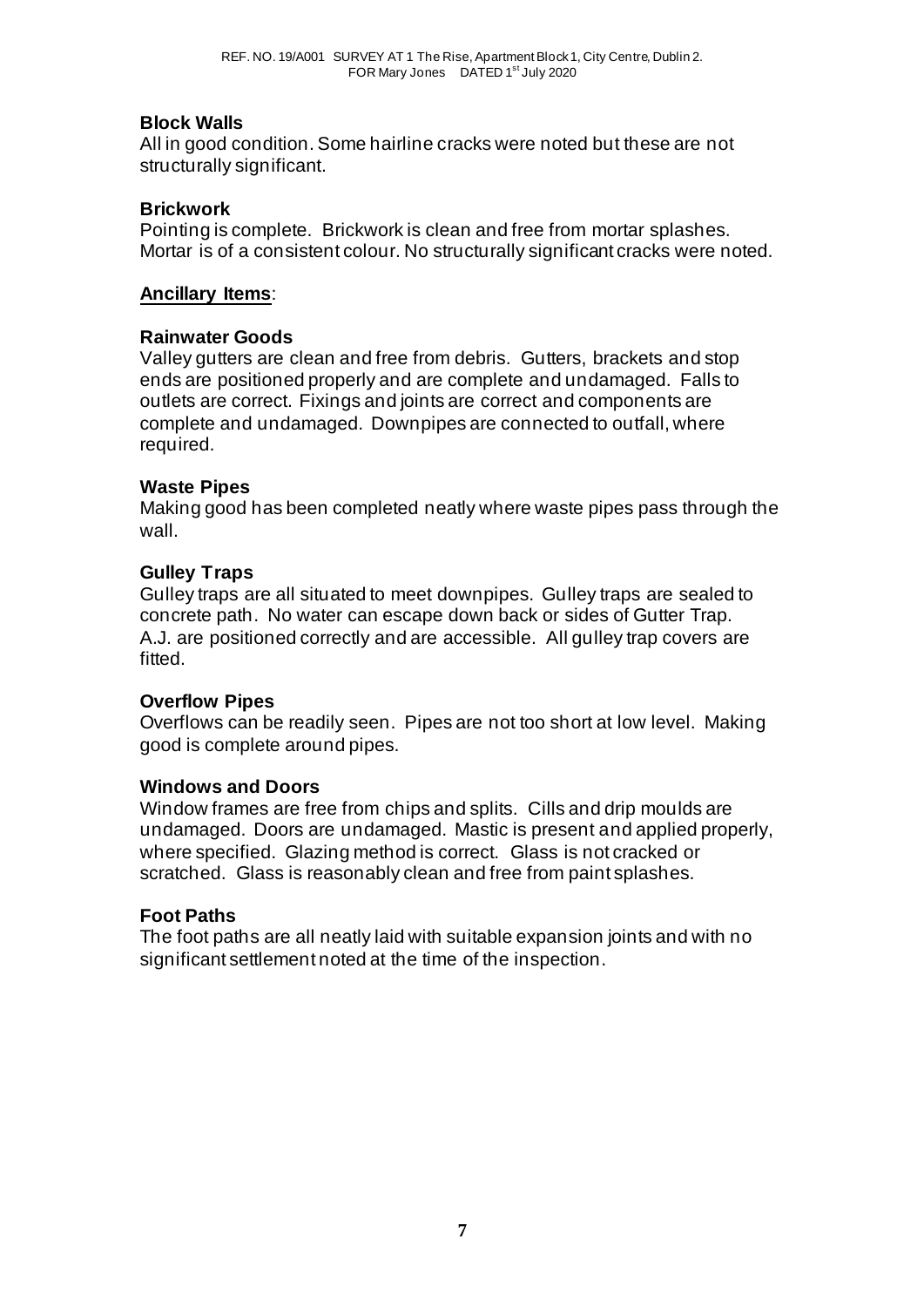### Block Walls

All in good condition. Some hairline cracks were noted but these are not structurally significant.

### Brickwork

Pointing is complete. Brickwork is clean and free from mortar splashes. Mortar is of a consistent colour. No structurally significant cracks were noted.

## Ancillary Items:

### Rainwater Goods

Valley gutters are clean and free from debris. Gutters, brackets and stop ends are positioned properly and are complete and undamaged. Falls to outlets are correct. Fixings and joints are correct and components are complete and undamaged. Downpipes are connected to outfall, where required.

### Waste Pipes

Making good has been completed neatly where waste pipes pass through the wall.

### Gulley Traps

Gulley traps are all situated to meet downpipes. Gulley traps are sealed to concrete path. No water can escape down back or sides of Gutter Trap. A.J. are positioned correctly and are accessible. All gulley trap covers are fitted.

### Overflow Pipes

Overflows can be readily seen. Pipes are not too short at low level. Making good is complete around pipes.

### Windows and Doors

Window frames are free from chips and splits. Cills and drip moulds are undamaged. Doors are undamaged. Mastic is present and applied properly, where specified. Glazing method is correct. Glass is not cracked or scratched. Glass is reasonably clean and free from paint splashes.

### Foot Paths

The foot paths are all neatly laid with suitable expansion joints and with no significant settlement noted at the time of the inspection.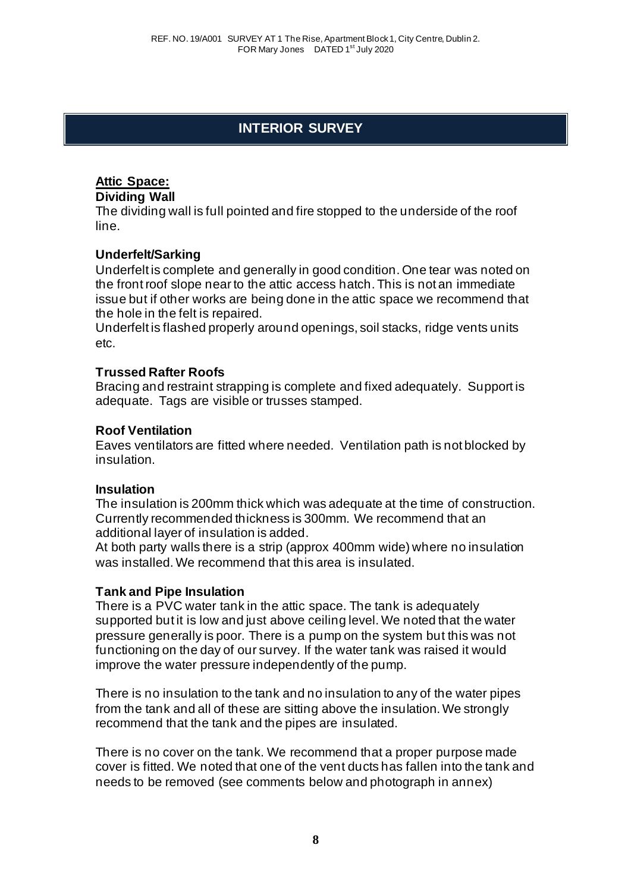## INTERIOR SURVEY

### Attic Space:

**Dividing Wall**

The dividing wall is full pointed and fire stopped to the underside of the roof line.

**Underfelt/Sarking**

Underfelt is complete and generally in good condition. One tear was noted on the front roof slope near to the attic access hatch. This is not an immediate issue but if other works are being done in the attic space we recommend that the hole in the felt is repaired.

Underfelt is flashed properly around openings, soil stacks, ridge vents units etc.

**Trussed Rafter Roofs**

Bracing and restraint strapping is complete and fixed adequately. Support is adequate. Tags are visible or trusses stamped.

**Roof Ventilation**

Eaves ventilators are fitted where needed. Ventilation path is not blocked by insulation.

**Insulation**

The insulation is 200mm thick which was adequate at the time of construction. Currently recommended thickness is 300mm. We recommend that an additional layer of insulation is added.

At both party walls there is a strip (approx 400mm wide) where no insulation was installed. We recommend that this area is insulated.

**Tank and Pipe Insulation**

There is a PVC water tank in the attic space. The tank is adequately supported but it is low and just above ceiling level. We noted that the water pressure generally is poor. There is a pump on the system but this was not functioning on the day of our survey. If the water tank was raised it would improve the water pressure independently of the pump.

There is no insulation to the tank and no insulation to any of the water pipes from the tank and all of these are sitting above the insulation. We strongly recommend that the tank and the pipes are insulated.

There is no cover on the tank. We recommend that a proper purpose made cover is fitted. We noted that one of the vent ducts has fallen into the tank and needs to be removed (see comments below and photograph in annex)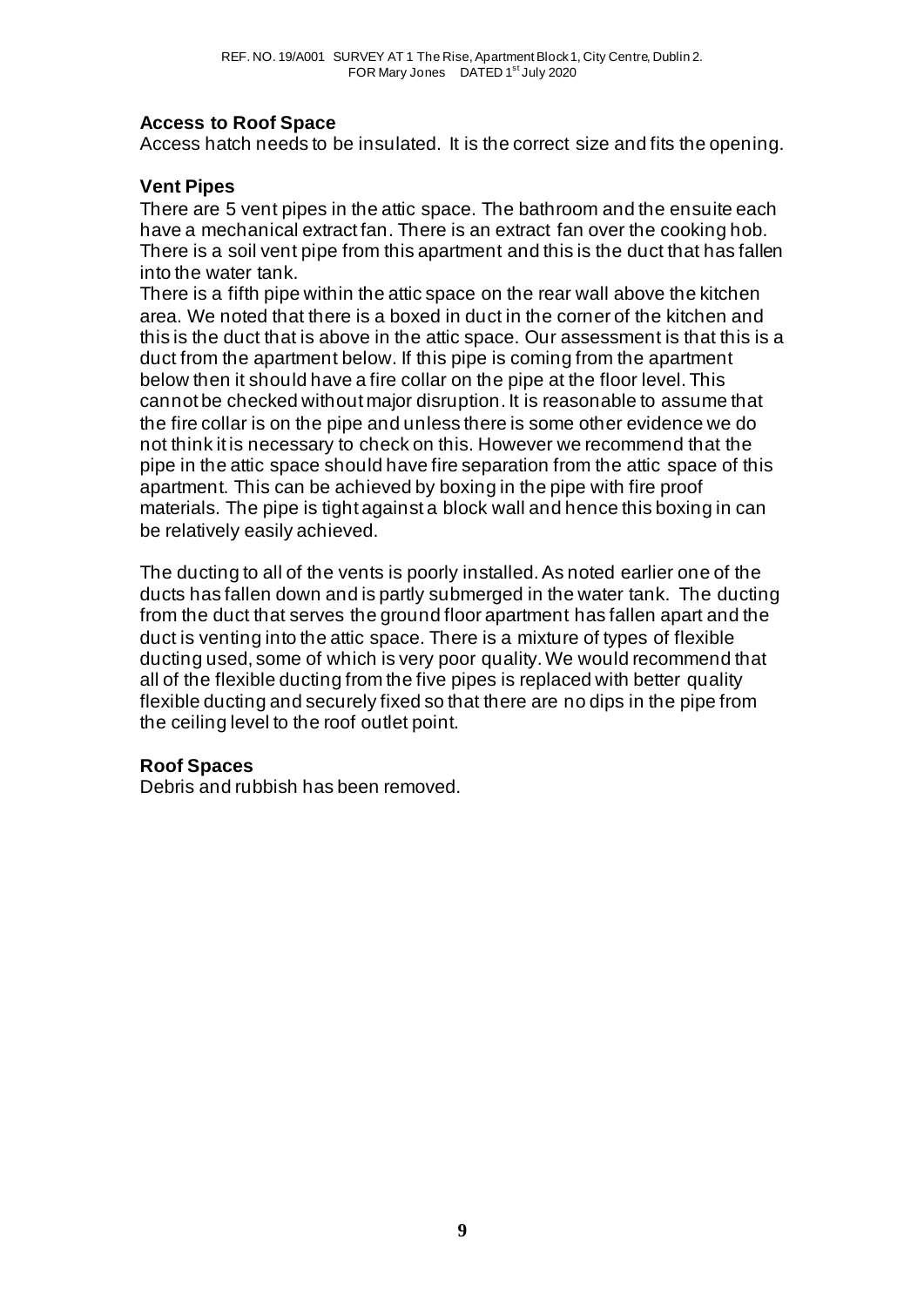### Access to Roof Space

Access hatch needs to be insulated. It is the correct size and fits the opening.

### Vent Pipes

There are 5 vent pipes in the attic space. The bathroom and the ensuite each have a mechanical extract fan. There is an extract fan over the cooking hob. There is a soil vent pipe from this apartment and this is the duct that has fallen into the water tank.

There is a fifth pipe within the attic space on the rear wall above the kitchen area. We noted that there is a boxed in duct in the corner of the kitchen and this is the duct that is above in the attic space. Our assessment is that this is a duct from the apartment below. If this pipe is coming from the apartment below then it should have a fire collar on the pipe at the floor level. This cannot be checked without major disruption. It is reasonable to assume that the fire collar is on the pipe and unless there is some other evidence we do not think it is necessary to check on this. However we recommend that the pipe in the attic space should have fire separation from the attic space of this apartment. This can be achieved by boxing in the pipe with fire proof materials. The pipe is tight against a block wall and hence this boxing in can be relatively easily achieved.

The ducting to all of the vents is poorly installed. As noted earlier one of the ducts has fallen down and is partly submerged in the water tank. The ducting from the duct that serves the ground floor apartment has fallen apart and the duct is venting into the attic space. There is a mixture of types of flexible ducting used, some of which is very poor quality. We would recommend that all of the flexible ducting from the five pipes is replaced with better quality flexible ducting and securely fixed so that there are no dips in the pipe from the ceiling level to the roof outlet point.

### Roof Spaces

Debris and rubbish has been removed.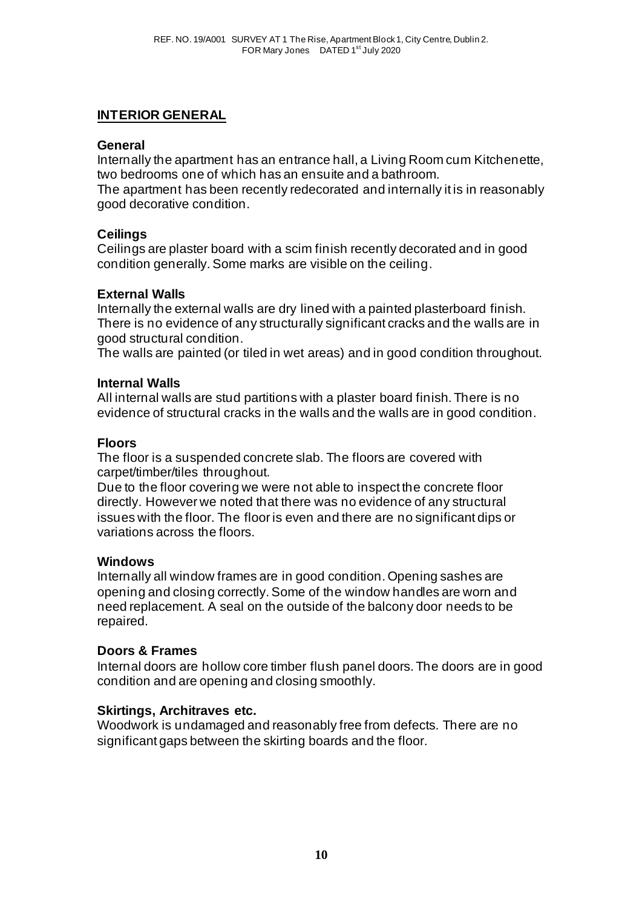## INTERIOR GENERAL

### General

Internally the apartment has an entrance hall, a Living Room cum Kitchenette, two bedrooms one of which has an ensuite and a bathroom.

The apartment has been recently redecorated and internally it is in reasonably good decorative condition.

### Ceilings

Ceilings are plaster board with a scim finish recently decorated and in good condition generally. Some marks are visible on the ceiling.

### External Walls

Internally the external walls are dry lined with a painted plasterboard finish. There is no evidence of any structurally significant cracks and the walls are in good structural condition.

The walls are painted (or tiled in wet areas) and in good condition throughout.

### Internal Walls

All internal walls are stud partitions with a plaster board finish. There is no evidence of structural cracks in the walls and the walls are in good condition.

### Floors

The floor is a suspended concrete slab. The floors are covered with carpet/timber/tiles throughout.

Due to the floor covering we were not able to inspect the concrete floor directly. However we noted that there was no evidence of any structural issues with the floor. The floor is even and there are no significant dips or variations across the floors.

### Windows

Internally all window frames are in good condition. Opening sashes are opening and closing correctly. Some of the window handles are worn and need replacement. A seal on the outside of the balcony door needs to be repaired.

### Doors & Frames

Internal doors are hollow core timber flush panel doors. The doors are in good condition and are opening and closing smoothly.

### Skirtings, Architraves etc.

Woodwork is undamaged and reasonably free from defects. There are no significant gaps between the skirting boards and the floor.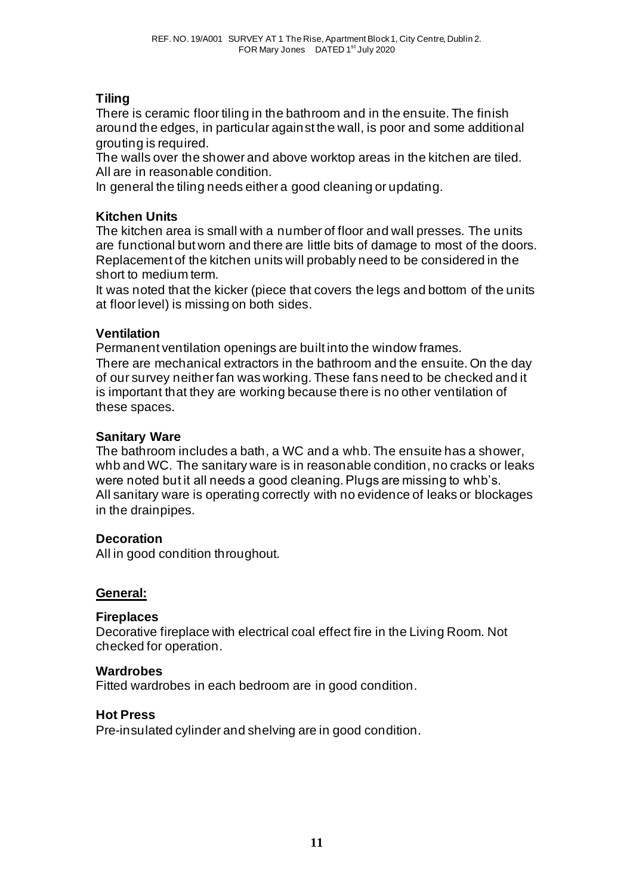**Tiling**

There is ceramic floor tiling in the bathroom and in the ensuite. The finish around the edges, in particular against the wall, is poor and some additional grouting is required.

The walls over the shower and above worktop areas in the kitchen are tiled. All are in reasonable condition.

In general the tiling needs either a good cleaning or updating.

**Kitchen Units**

The kitchen area is small with a number of floor and wall presses. The units are functional but worn and there are little bits of damage to most of the doors. Replacement of the kitchen units will probably need to be considered in the short to medium term.

It was noted that the kicker (piece that covers the legs and bottom of the units at floor level) is missing on both sides.

**Ventilation**

Permanent ventilation openings are built into the window frames.

There are mechanical extractors in the bathroom and the ensuite. On the day of our survey neither fan was working. These fans need to be checked and it is important that they are working because there is no other ventilation of these spaces.

**Sanitary Ware**

The bathroom includes a bath, a WC and a whb. The ensuite has a shower, whb and WC. The sanitary ware is in reasonable condition, no cracks or leaks were noted but it all needs a good cleaning. Plugs are missing to whb's.

All sanitary ware is operating correctly with no evidence of leaks or blockages in the drainpipes.

**Decoration**

All in good condition throughout.

## General:

**Fireplaces**

Decorative fireplace with electrical coal effect fire in the Living Room. Not checked for operation.

**Wardrobes**

Fitted wardrobes in each bedroom are in good condition.

**Hot Press**

Pre-insulated cylinder and shelving are in good condition.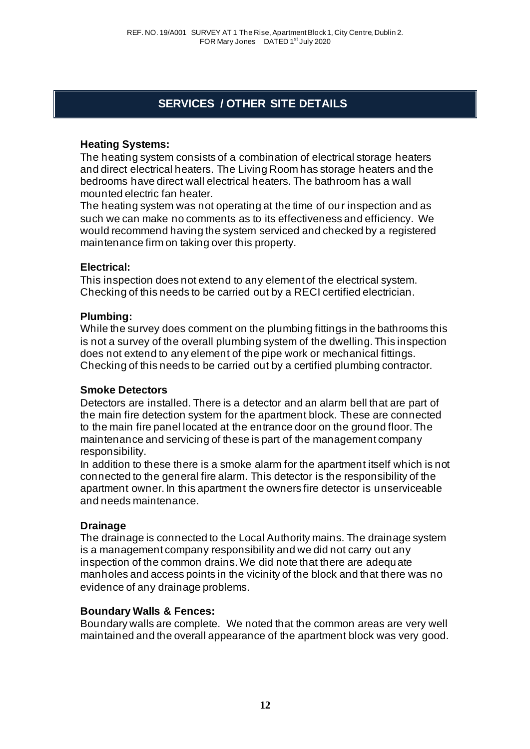## SERVICES / OTHER SITE DETAILS

**Heating Systems:**

The heating system consists of a combination of electrical storage heaters and direct electrical heaters. The Living Room has storage heaters and the bedrooms have direct wall electrical heaters. The bathroom has a wall mounted electric fan heater.

The heating system was not operating at the time of our inspection and as such we can make no comments as to its effectiveness and efficiency. We would recommend having the system serviced and checked by a registered maintenance firm on taking over this property.

**Electrical:**

This inspection does not extend to any element of the electrical system. Checking of this needs to be carried out by a RECI certified electrician.

**Plumbing:**

While the survey does comment on the plumbing fittings in the bathrooms this is not a survey of the overall plumbing system of the dwelling. This inspection does not extend to any element of the pipe work or mechanical fittings. Checking of this needs to be carried out by a certified plumbing contractor.

**Smoke Detectors**

Detectors are installed. There is a detector and an alarm bell that are part of the main fire detection system for the apartment block. These are connected to the main fire panel located at the entrance door on the ground floor. The maintenance and servicing of these is part of the management company responsibility.

In addition to these there is a smoke alarm for the apartment itself which is not connected to the general fire alarm. This detector is the responsibility of the apartment owner. In this apartment the owners fire detector is unserviceable and needs maintenance.

**Drainage**

The drainage is connected to the Local Authority mains. The drainage system is a management company responsibility and we did not carry out any inspection of the common drains. We did note that there are adequate manholes and access points in the vicinity of the block and that there was no evidence of any drainage problems.

**Boundary Walls & Fences:**

Boundary walls are complete. We noted that the common areas are very well maintained and the overall appearance of the apartment block was very good.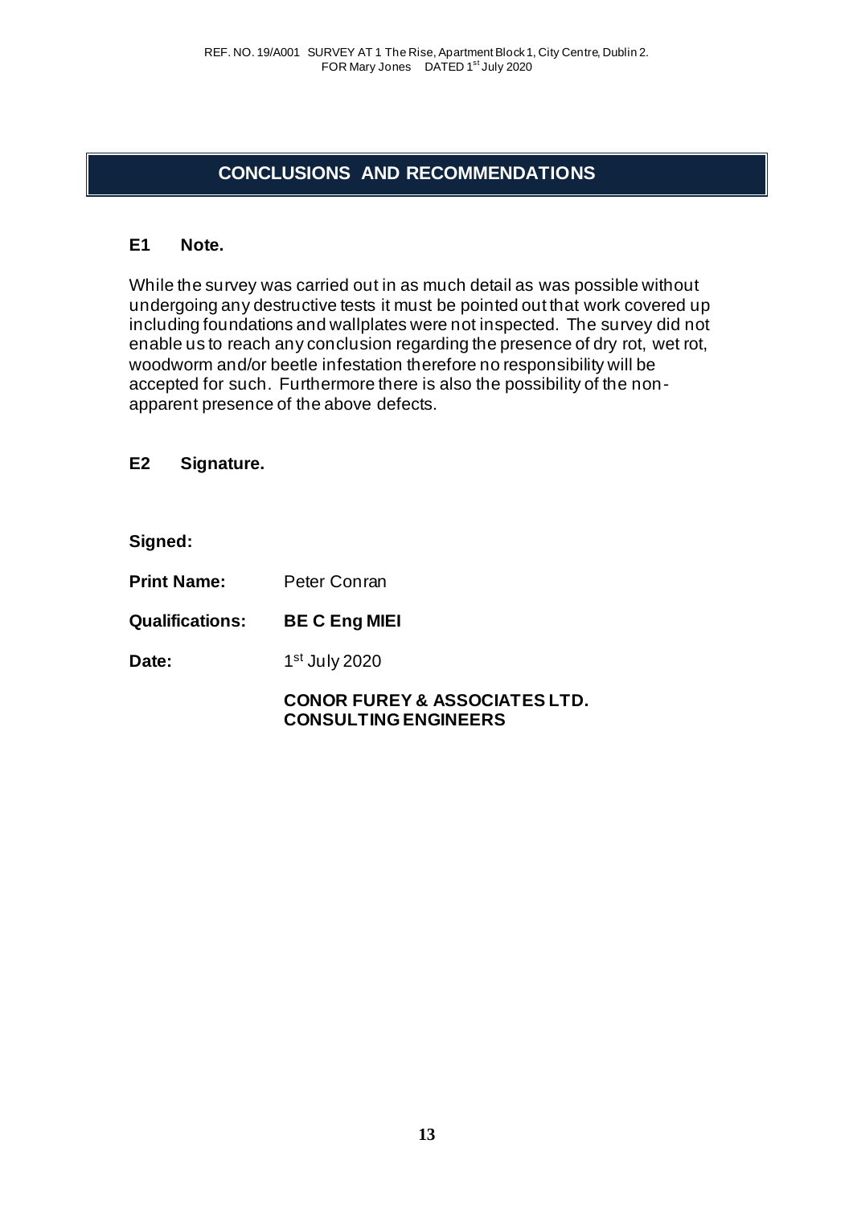## CONCLUSIONS AND RECOMMENDATIONS

### E1 Note.

While the survey was carried out in as much detail as was possible without undergoing any destructive tests it must be pointed out that work covered up including foundations and wallplates were not inspected. The survey did not enable us to reach any conclusion regarding the presence of dry rot, wet rot, woodworm and/or beetle infestation therefore no responsibility will be accepted for such. Furthermore there is also the possibility of the non-apparent presence of the above defects.

### E2 Signature.

**Signed:**

**Print Name:** Peter Conran

**Qualifications:** **BE C Eng MIEI**

**Date:** 1st July 2020

**CONOR FUREY & ASSOCIATES LTD.**
**CONSULTING ENGINEERS**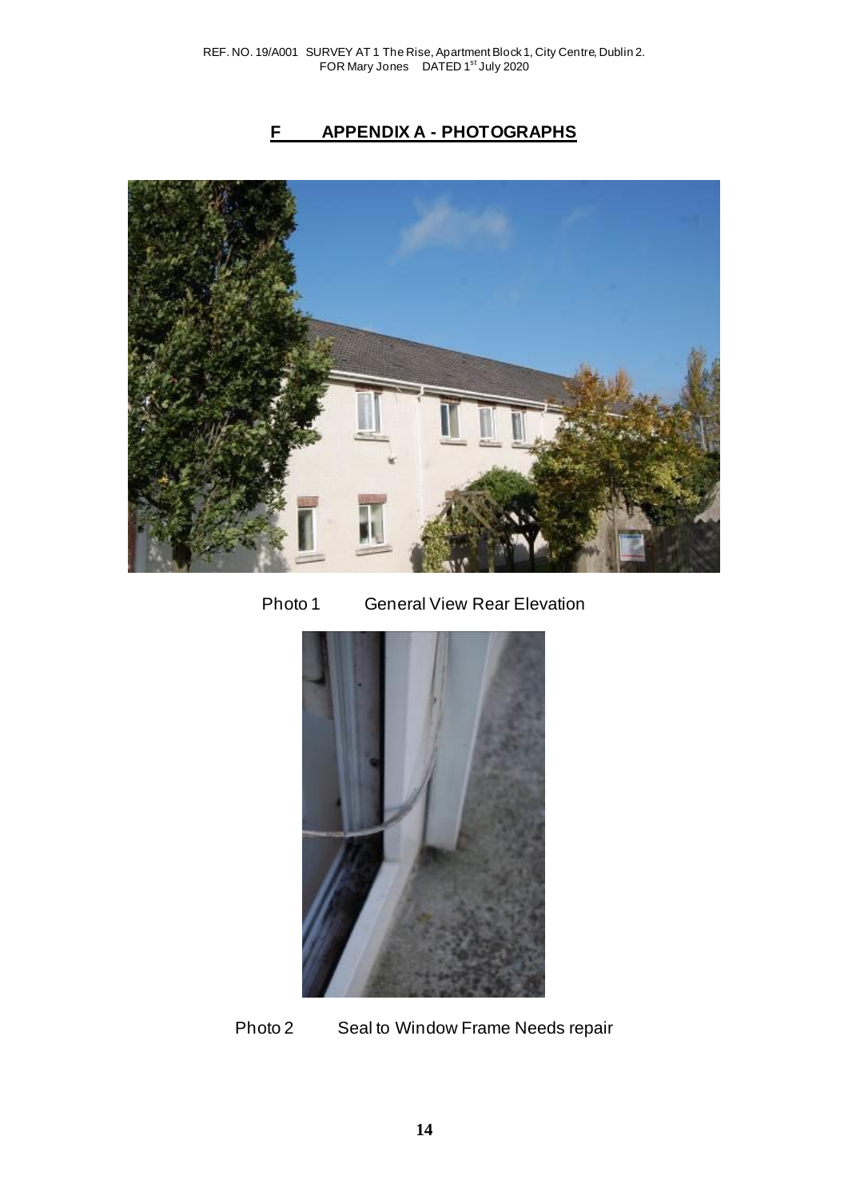## F APPENDIX A - PHOTOGRAPHS

Photo 1 General View Rear Elevation

Photo 2 Seal to Window Frame Needs repair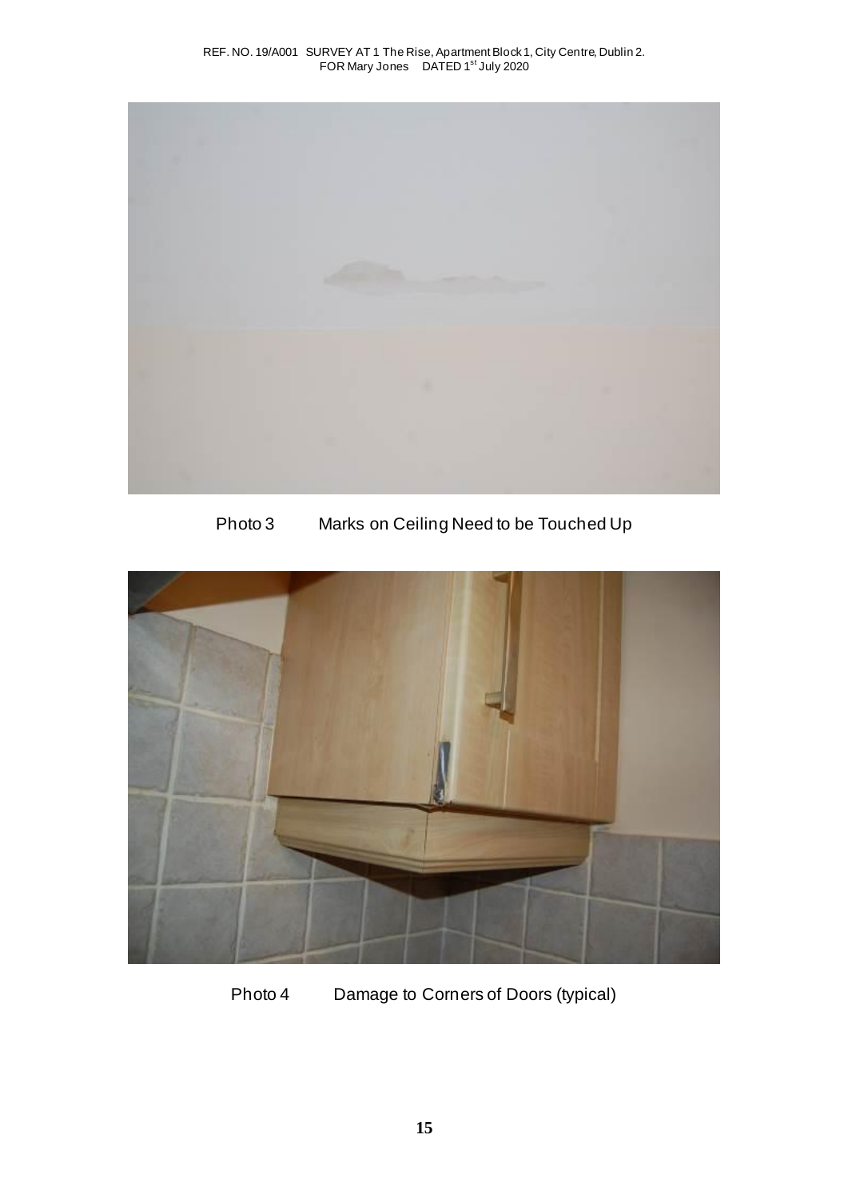Photo 3 Marks on Ceiling Need to be Touched Up

Photo 4 Damage to Corners of Doors (typical)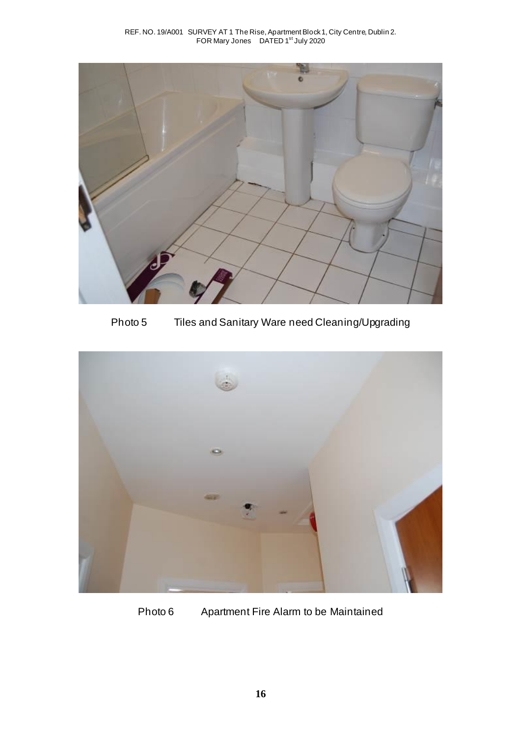Photo 5 Tiles and Sanitary Ware need Cleaning/Upgrading

Photo 6 Apartment Fire Alarm to be Maintained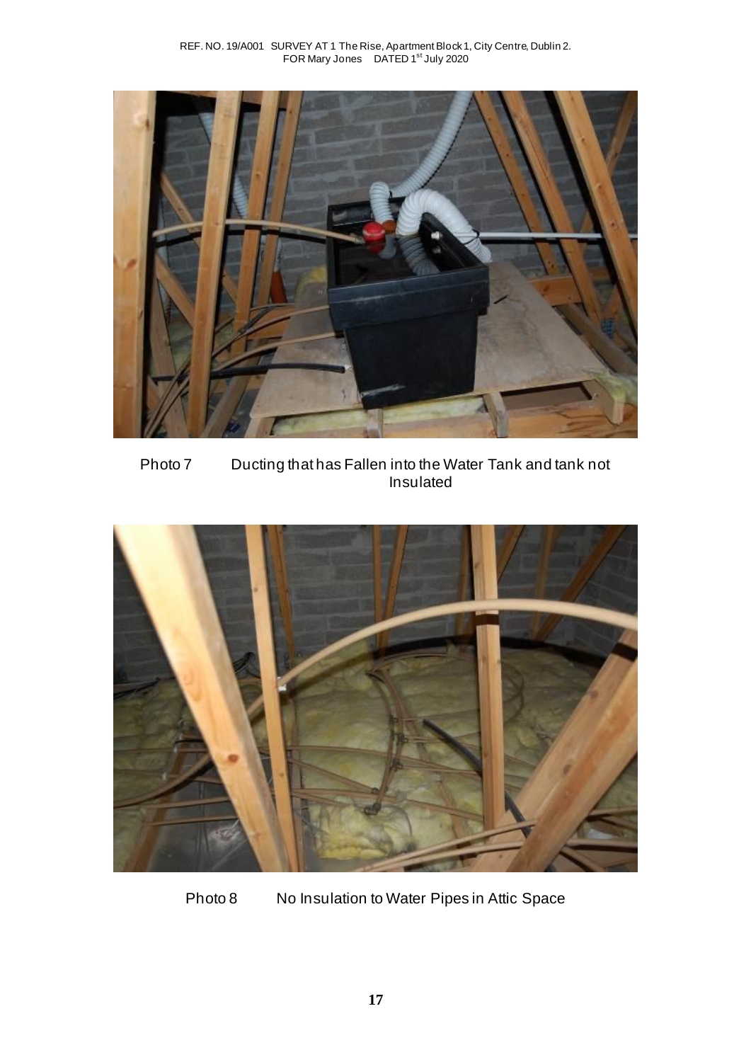Photo 7 Ducting that has Fallen into the Water Tank and tank not Insulated

Photo 8 No Insulation to Water Pipes in Attic Space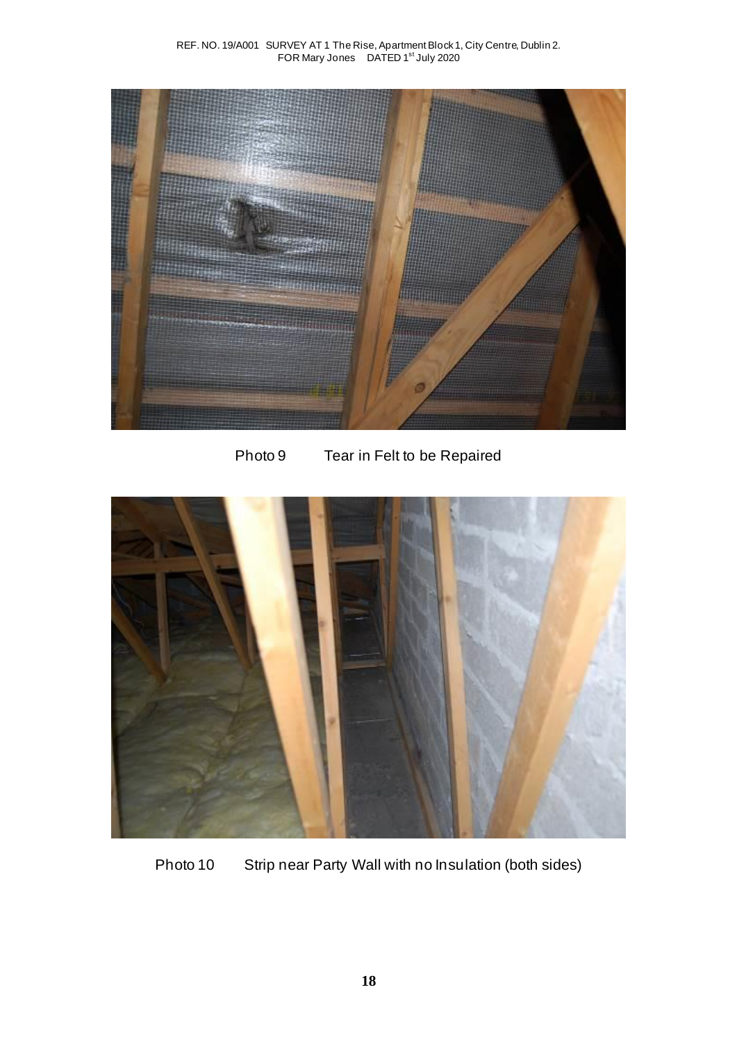Photo 9 Tear in Felt to be Repaired

Photo 10 Strip near Party Wall with no Insulation (both sides)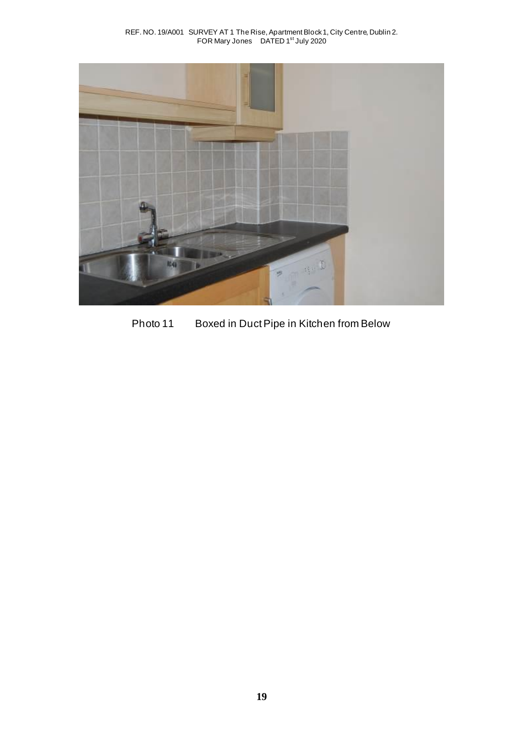Photo 11 Boxed in Duct Pipe in Kitchen from Below